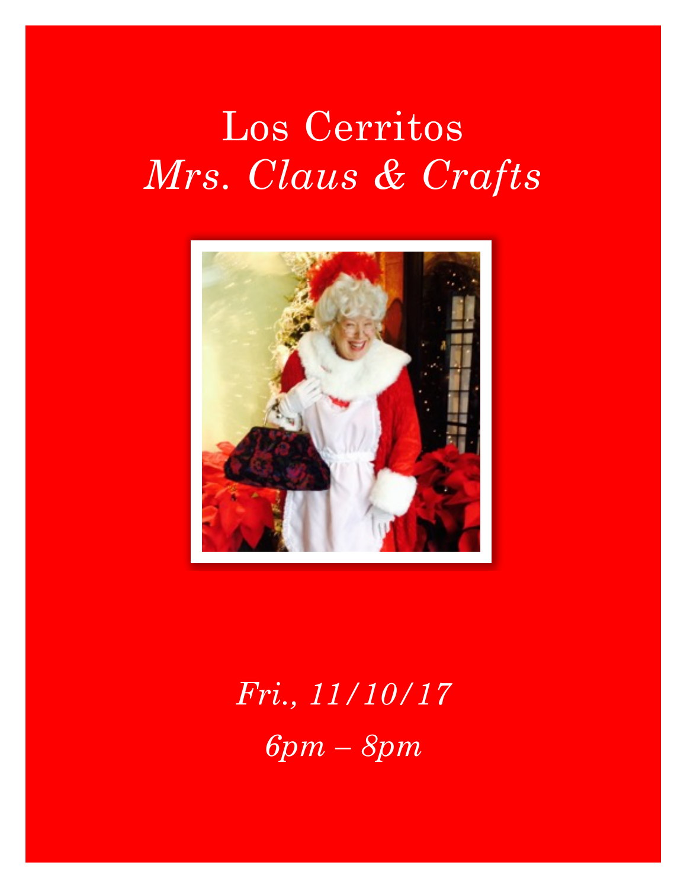# Los Cerritos

# *Mrs. Claus & Crafts*

*Fri., 11/10/17*

*6pm – 8pm*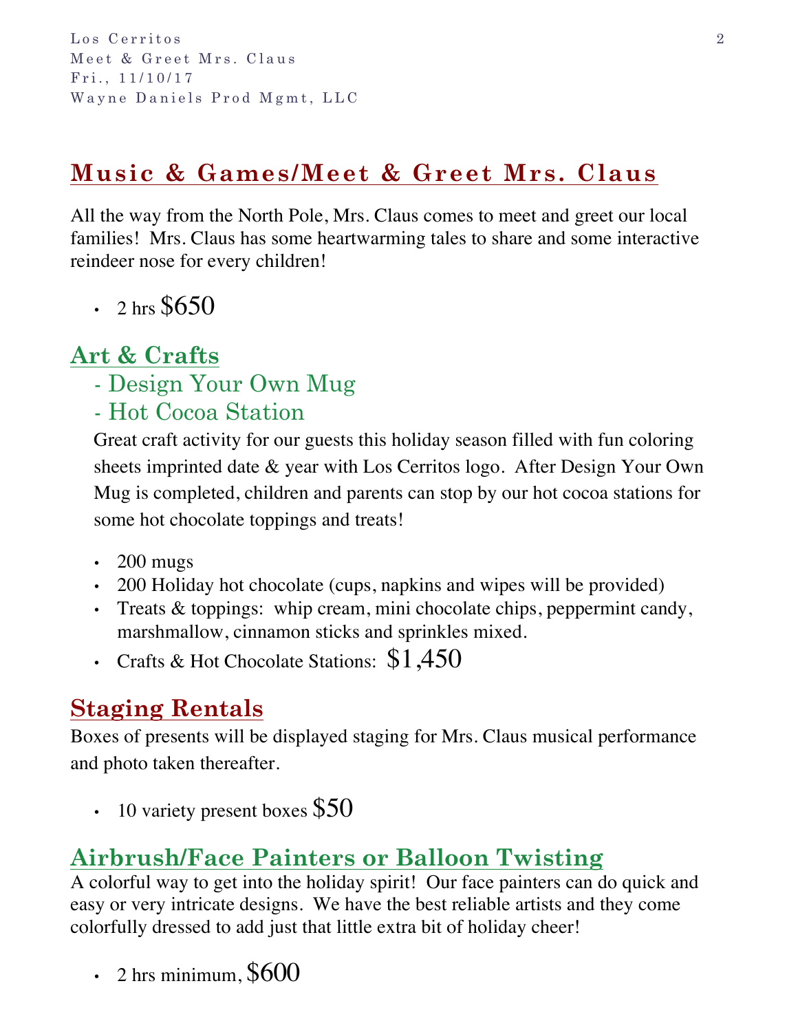## Music & Games/Meet & Greet Mrs. Claus

All the way from the North Pole, Mrs. Claus comes to meet and greet our local families! Mrs. Claus has some heartwarming tales to share and some interactive reindeer nose for every children!

- 2 hrs $650

## Art & Crafts

### - Design Your Own Mug
### - Hot Cocoa Station

Great craft activity for our guests this holiday season filled with fun coloring sheets imprinted date & year with Los Cerritos logo. After Design Your Own Mug is completed, children and parents can stop by our hot cocoa stations for some hot chocolate toppings and treats!

- 200 mugs
- 200 Holiday hot chocolate (cups, napkins and wipes will be provided)
- Treats & toppings: whip cream, mini chocolate chips, peppermint candy, marshmallow, cinnamon sticks and sprinkles mixed.
- Crafts & Hot Chocolate Stations: $1,450

## Staging Rentals

Boxes of presents will be displayed staging for Mrs. Claus musical performance and photo taken thereafter.

- 10 variety present boxes $50

## Airbrush/Face Painters or Balloon Twisting

A colorful way to get into the holiday spirit! Our face painters can do quick and easy or very intricate designs. We have the best reliable artists and they come colorfully dressed to add just that little extra bit of holiday cheer!

- 2 hrs minimum, $600